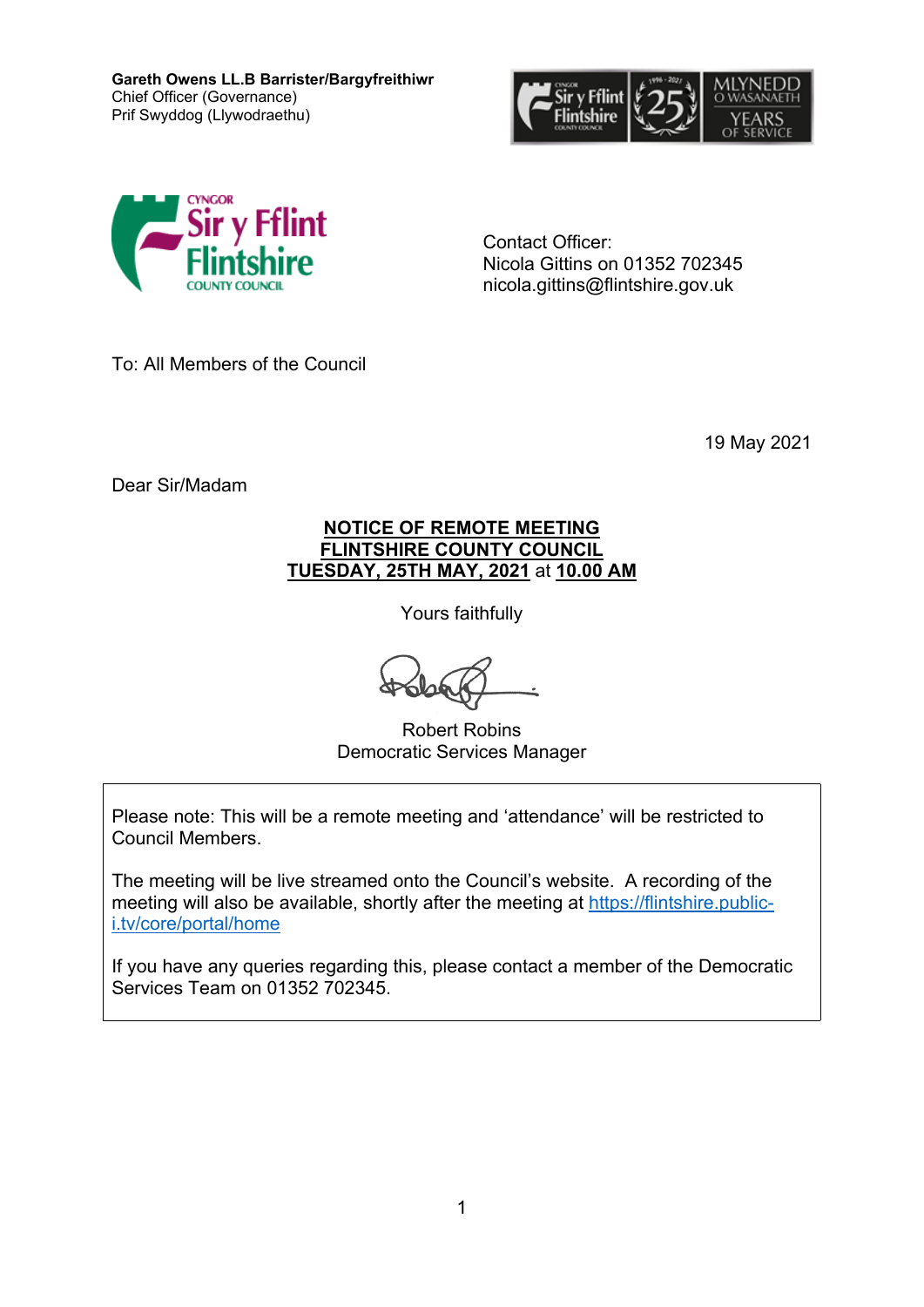**Gareth Owens LL.B Barrister/Bargyfreithiwr**
Chief Officer (Governance)
Prif Swyddog (Llywodraethu)

Contact Officer:
Nicola Gittins on 01352 702345
nicola.gittins@flintshire.gov.uk

To: All Members of the Council

19 May 2021

Dear Sir/Madam

**NOTICE OF REMOTE MEETING**
**FLINTSHIRE COUNTY COUNCIL**
**TUESDAY, 25TH MAY, 2021** at **10.00 AM**

Yours faithfully

Robert Robins
Democratic Services Manager

Please note: This will be a remote meeting and 'attendance' will be restricted to Council Members.

The meeting will be live streamed onto the Council's website. A recording of the meeting will also be available, shortly after the meeting at [https://flintshire.public-i.tv/core/portal/home](https://flintshire.public-i.tv/core/portal/home)

If you have any queries regarding this, please contact a member of the Democratic Services Team on 01352 702345.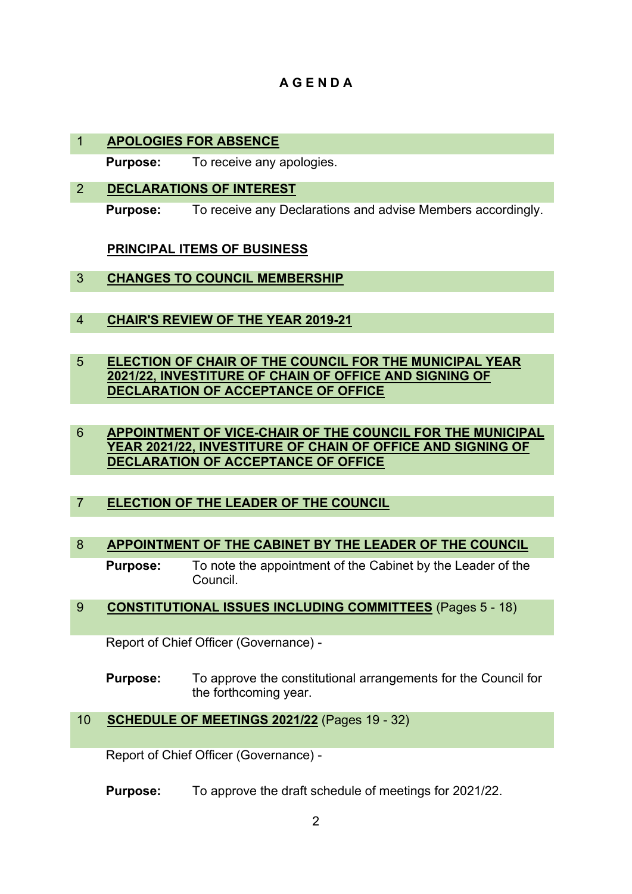# A G E N D A

## 1 APOLOGIES FOR ABSENCE

**Purpose:** To receive any apologies.

## 2 DECLARATIONS OF INTEREST

**Purpose:** To receive any Declarations and advise Members accordingly.

## PRINCIPAL ITEMS OF BUSINESS

## 3 CHANGES TO COUNCIL MEMBERSHIP

## 4 CHAIR'S REVIEW OF THE YEAR 2019-21

## 5 ELECTION OF CHAIR OF THE COUNCIL FOR THE MUNICIPAL YEAR 2021/22, INVESTITURE OF CHAIN OF OFFICE AND SIGNING OF DECLARATION OF ACCEPTANCE OF OFFICE

## 6 APPOINTMENT OF VICE-CHAIR OF THE COUNCIL FOR THE MUNICIPAL YEAR 2021/22, INVESTITURE OF CHAIN OF OFFICE AND SIGNING OF DECLARATION OF ACCEPTANCE OF OFFICE

## 7 ELECTION OF THE LEADER OF THE COUNCIL

## 8 APPOINTMENT OF THE CABINET BY THE LEADER OF THE COUNCIL

**Purpose:** To note the appointment of the Cabinet by the Leader of the Council.

## 9 CONSTITUTIONAL ISSUES INCLUDING COMMITTEES (Pages 5 - 18)

Report of Chief Officer (Governance) -

**Purpose:** To approve the constitutional arrangements for the Council for the forthcoming year.

## 10 SCHEDULE OF MEETINGS 2021/22 (Pages 19 - 32)

Report of Chief Officer (Governance) -

**Purpose:** To approve the draft schedule of meetings for 2021/22.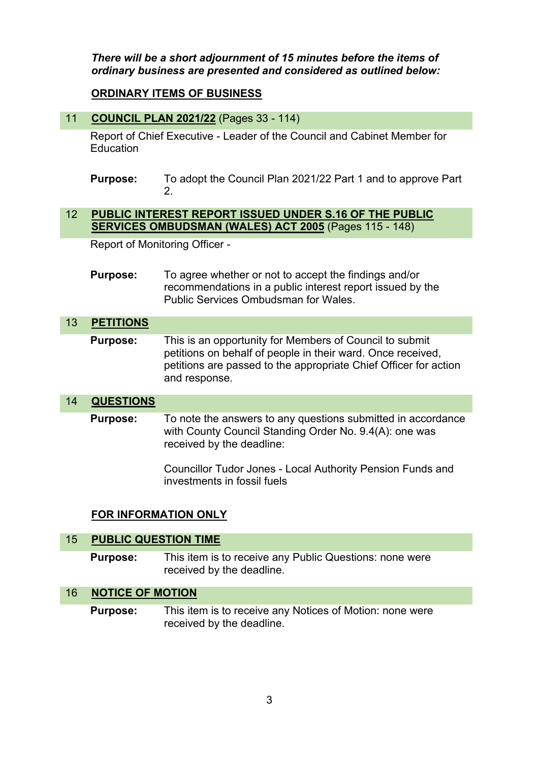***There will be a short adjournment of 15 minutes before the items of ordinary business are presented and considered as outlined below:***

## ORDINARY ITEMS OF BUSINESS

### 11 COUNCIL PLAN 2021/22 (Pages 33 - 114)

Report of Chief Executive - Leader of the Council and Cabinet Member for Education

**Purpose:** To adopt the Council Plan 2021/22 Part 1 and to approve Part 2.

### 12 PUBLIC INTEREST REPORT ISSUED UNDER S.16 OF THE PUBLIC SERVICES OMBUDSMAN (WALES) ACT 2005 (Pages 115 - 148)

Report of Monitoring Officer -

**Purpose:** To agree whether or not to accept the findings and/or recommendations in a public interest report issued by the Public Services Ombudsman for Wales.

### 13 PETITIONS

**Purpose:** This is an opportunity for Members of Council to submit petitions on behalf of people in their ward. Once received, petitions are passed to the appropriate Chief Officer for action and response.

### 14 QUESTIONS

**Purpose:** To note the answers to any questions submitted in accordance with County Council Standing Order No. 9.4(A): one was received by the deadline:

Councillor Tudor Jones - Local Authority Pension Funds and investments in fossil fuels

## FOR INFORMATION ONLY

### 15 PUBLIC QUESTION TIME

**Purpose:** This item is to receive any Public Questions: none were received by the deadline.

### 16 NOTICE OF MOTION

**Purpose:** This item is to receive any Notices of Motion: none were received by the deadline.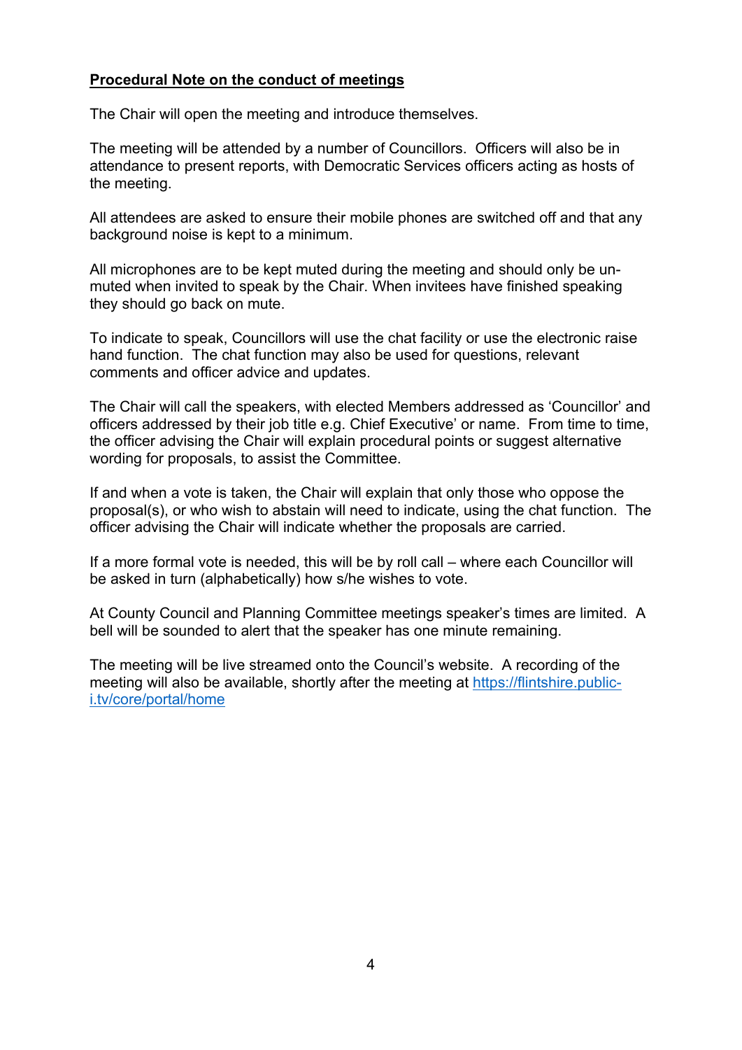**Procedural Note on the conduct of meetings**

The Chair will open the meeting and introduce themselves.

The meeting will be attended by a number of Councillors. Officers will also be in attendance to present reports, with Democratic Services officers acting as hosts of the meeting.

All attendees are asked to ensure their mobile phones are switched off and that any background noise is kept to a minimum.

All microphones are to be kept muted during the meeting and should only be un-muted when invited to speak by the Chair. When invitees have finished speaking they should go back on mute.

To indicate to speak, Councillors will use the chat facility or use the electronic raise hand function. The chat function may also be used for questions, relevant comments and officer advice and updates.

The Chair will call the speakers, with elected Members addressed as 'Councillor' and officers addressed by their job title e.g. Chief Executive' or name. From time to time, the officer advising the Chair will explain procedural points or suggest alternative wording for proposals, to assist the Committee.

If and when a vote is taken, the Chair will explain that only those who oppose the proposal(s), or who wish to abstain will need to indicate, using the chat function. The officer advising the Chair will indicate whether the proposals are carried.

If a more formal vote is needed, this will be by roll call – where each Councillor will be asked in turn (alphabetically) how s/he wishes to vote.

At County Council and Planning Committee meetings speaker's times are limited. A bell will be sounded to alert that the speaker has one minute remaining.

The meeting will be live streamed onto the Council's website. A recording of the meeting will also be available, shortly after the meeting at [https://flintshire.public-i.tv/core/portal/home](https://flintshire.public-i.tv/core/portal/home)